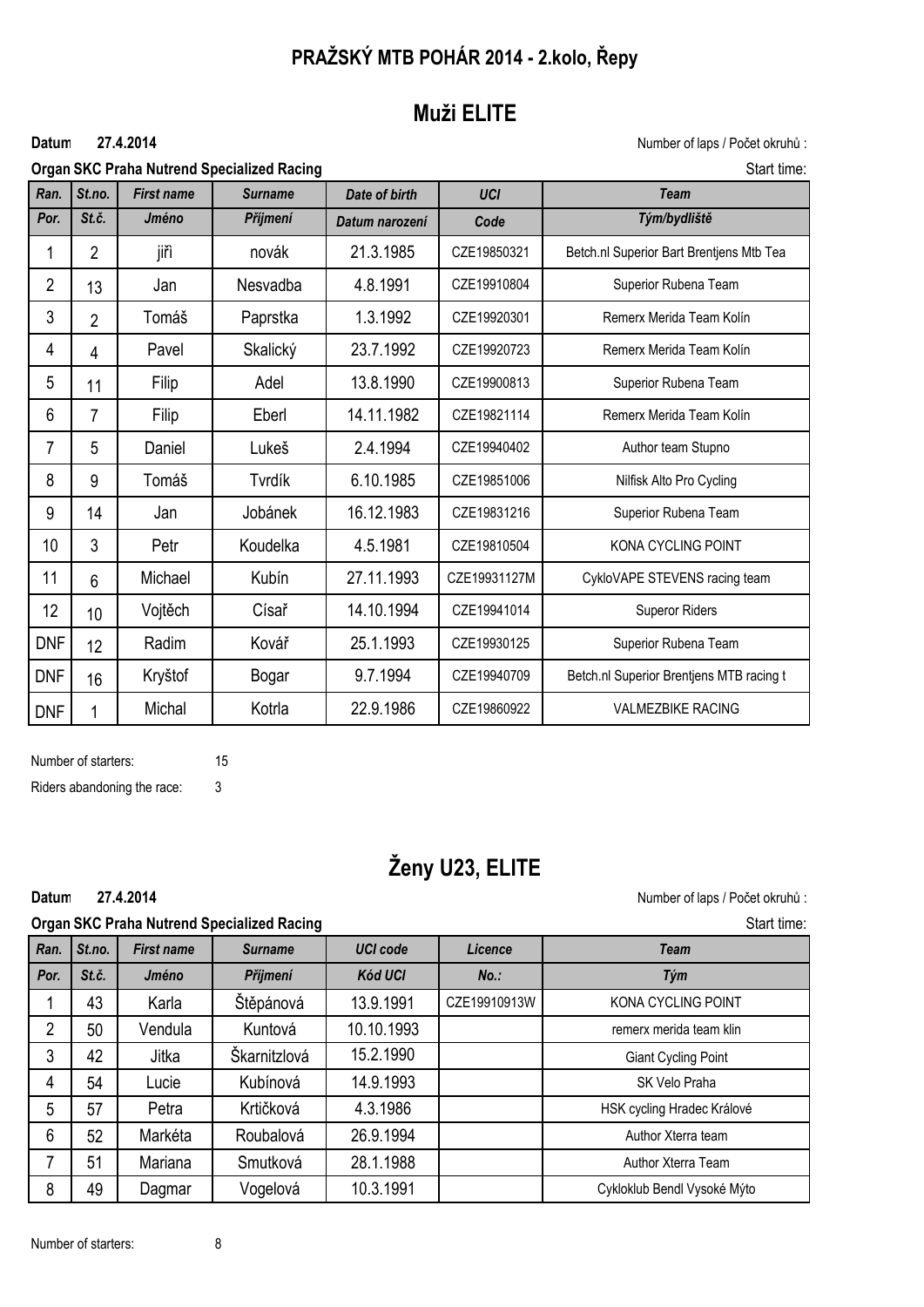# PRAŽSKÝ MTB POHÁR 2014 - 2.kolo, Řepy

## Muži ELITE

**Datum** **27.4.2014** Number of laps / Počet okruhů :

**Organ SKC Praha Nutrend Specialized Racing** Start time:

| Ran. | St.no. | First name | Surname | Date of birth | UCI | Team |
|---|---|---|---|---|---|---|
| Por. | St.č. | Jméno | Příjmení | Datum narození | Code | Tým/bydliště |
| 1 | 2 | jiři | novák | 21.3.1985 | CZE19850321 | Betch.nl Superior Bart Brentjens Mtb Tea |
| 2 | 13 | Jan | Nesvadba | 4.8.1991 | CZE19910804 | Superior Rubena Team |
| 3 | 2 | Tomáš | Paprstka | 1.3.1992 | CZE19920301 | Remerx Merida Team Kolín |
| 4 | 4 | Pavel | Skalický | 23.7.1992 | CZE19920723 | Remerx Merida Team Kolín |
| 5 | 11 | Filip | Adel | 13.8.1990 | CZE19900813 | Superior Rubena Team |
| 6 | 7 | Filip | Eberl | 14.11.1982 | CZE19821114 | Remerx Merida Team Kolín |
| 7 | 5 | Daniel | Lukeš | 2.4.1994 | CZE19940402 | Author team Stupno |
| 8 | 9 | Tomáš | Tvrdík | 6.10.1985 | CZE19851006 | Nilfisk Alto Pro Cycling |
| 9 | 14 | Jan | Jobánek | 16.12.1983 | CZE19831216 | Superior Rubena Team |
| 10 | 3 | Petr | Koudelka | 4.5.1981 | CZE19810504 | KONA CYCLING POINT |
| 11 | 6 | Michael | Kubín | 27.11.1993 | CZE19931127M | CykloVAPE STEVENS racing team |
| 12 | 10 | Vojtěch | Císař | 14.10.1994 | CZE19941014 | Superor Riders |
| DNF | 12 | Radim | Kovář | 25.1.1993 | CZE19930125 | Superior Rubena Team |
| DNF | 16 | Kryštof | Bogar | 9.7.1994 | CZE19940709 | Betch.nl Superior Brentjens MTB racing t |
| DNF | 1 | Michal | Kotrla | 22.9.1986 | CZE19860922 | VALMEZBIKE RACING |

Number of starters: 15

Riders abandoning the race: 3

## Ženy U23, ELITE

**Datum** **27.4.2014** Number of laps / Počet okruhů :

**Organ SKC Praha Nutrend Specialized Racing** Start time:

| Ran. | St.no. | First name | Surname | UCI code | Licence | Team |
|---|---|---|---|---|---|---|
| Por. | St.č. | Jméno | Příjmení | Kód UCI | No.: | Tým |
| 1 | 43 | Karla | Štěpánová | 13.9.1991 | CZE19910913W | KONA CYCLING POINT |
| 2 | 50 | Vendula | Kuntová | 10.10.1993 | | remerx merida team klin |
| 3 | 42 | Jitka | Škarnitzlová | 15.2.1990 | | Giant Cycling Point |
| 4 | 54 | Lucie | Kubínová | 14.9.1993 | | SK Velo Praha |
| 5 | 57 | Petra | Krtičková | 4.3.1986 | | HSK cycling Hradec Králové |
| 6 | 52 | Markéta | Roubalová | 26.9.1994 | | Author Xterra team |
| 7 | 51 | Mariana | Smutková | 28.1.1988 | | Author Xterra Team |
| 8 | 49 | Dagmar | Vogelová | 10.3.1991 | | Cykloklub Bendl Vysoké Mýto |

Number of starters: 8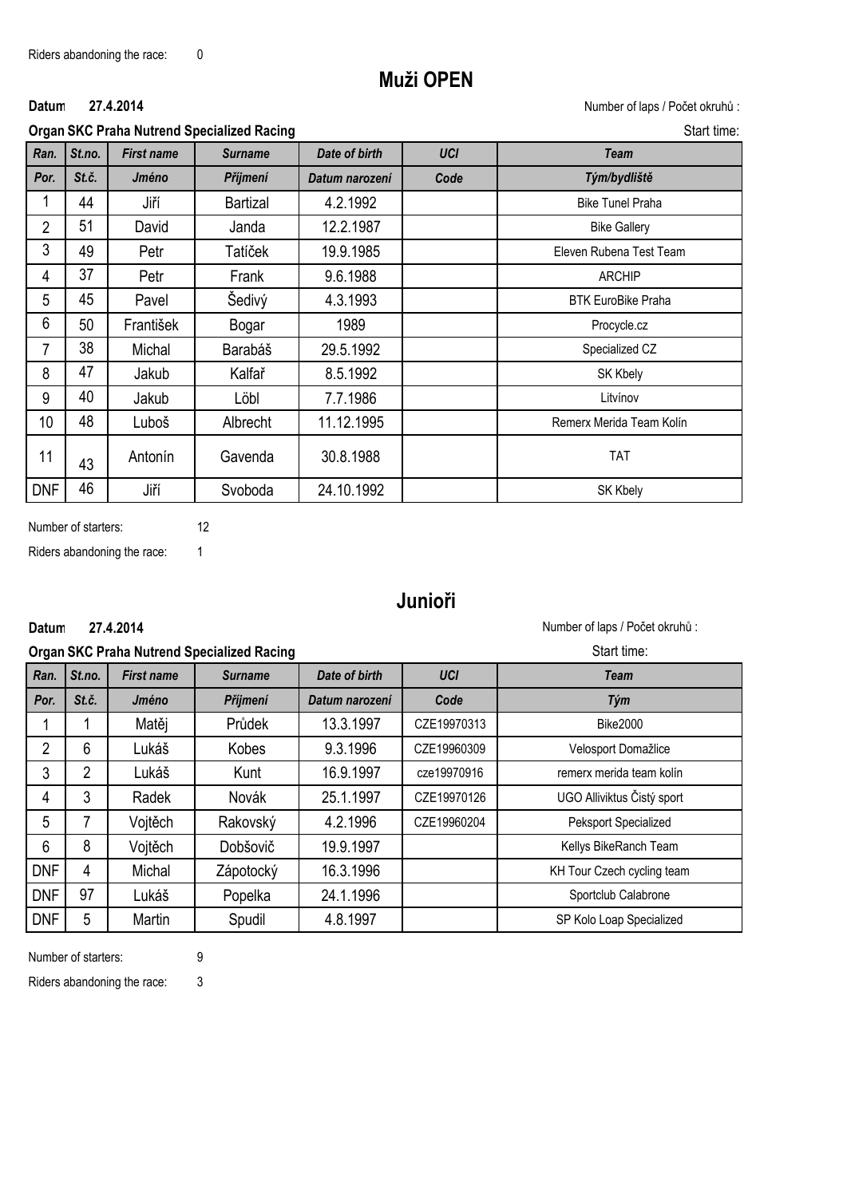Riders abandoning the race: 0

## Muži OPEN

**Datum 27.4.2014**

Number of laps / Počet okruhů :

**Organ SKC Praha Nutrend Specialized Racing**

Start time:

| Ran. | St.no. | First name | Surname | Date of birth | UCI | Team |
|---|---|---|---|---|---|---|
| Por. | St.č. | Jméno | Příjmení | Datum narození | Code | Tým/bydliště |
| 1 | 44 | Jiří | Bartizal | 4.2.1992 | | Bike Tunel Praha |
| 2 | 51 | David | Janda | 12.2.1987 | | Bike Gallery |
| 3 | 49 | Petr | Tatíček | 19.9.1985 | | Eleven Rubena Test Team |
| 4 | 37 | Petr | Frank | 9.6.1988 | | ARCHIP |
| 5 | 45 | Pavel | Šedivý | 4.3.1993 | | BTK EuroBike Praha |
| 6 | 50 | František | Bogar | 1989 | | Procycle.cz |
| 7 | 38 | Michal | Barabáš | 29.5.1992 | | Specialized CZ |
| 8 | 47 | Jakub | Kalfař | 8.5.1992 | | SK Kbely |
| 9 | 40 | Jakub | Löbl | 7.7.1986 | | Litvínov |
| 10 | 48 | Luboš | Albrecht | 11.12.1995 | | Remerx Merida Team Kolín |
| 11 | 43 | Antonín | Gavenda | 30.8.1988 | | TAT |
| DNF | 46 | Jiří | Svoboda | 24.10.1992 | | SK Kbely |

Number of starters: 12

Riders abandoning the race: 1

## Junioři

**Datum 27.4.2014**

Number of laps / Počet okruhů :

**Organ SKC Praha Nutrend Specialized Racing**

Start time:

| Ran. | St.no. | First name | Surname | Date of birth | UCI | Team |
|---|---|---|---|---|---|---|
| Por. | St.č. | Jméno | Příjmení | Datum narození | Code | Tým |
| 1 | 1 | Matěj | Průdek | 13.3.1997 | CZE19970313 | Bike2000 |
| 2 | 6 | Lukáš | Kobes | 9.3.1996 | CZE19960309 | Velosport Domažlice |
| 3 | 2 | Lukáš | Kunt | 16.9.1997 | cze19970916 | remerx merida team kolín |
| 4 | 3 | Radek | Novák | 25.1.1997 | CZE19970126 | UGO Alliviktus Čistý sport |
| 5 | 7 | Vojtěch | Rakovský | 4.2.1996 | CZE19960204 | Peksport Specialized |
| 6 | 8 | Vojtěch | Dobšovič | 19.9.1997 | | Kellys BikeRanch Team |
| DNF | 4 | Michal | Zápotocký | 16.3.1996 | | KH Tour Czech cycling team |
| DNF | 97 | Lukáš | Popelka | 24.1.1996 | | Sportclub Calabrone |
| DNF | 5 | Martin | Spudil | 4.8.1997 | | SP Kolo Loap Specialized |

Number of starters: 9

Riders abandoning the race: 3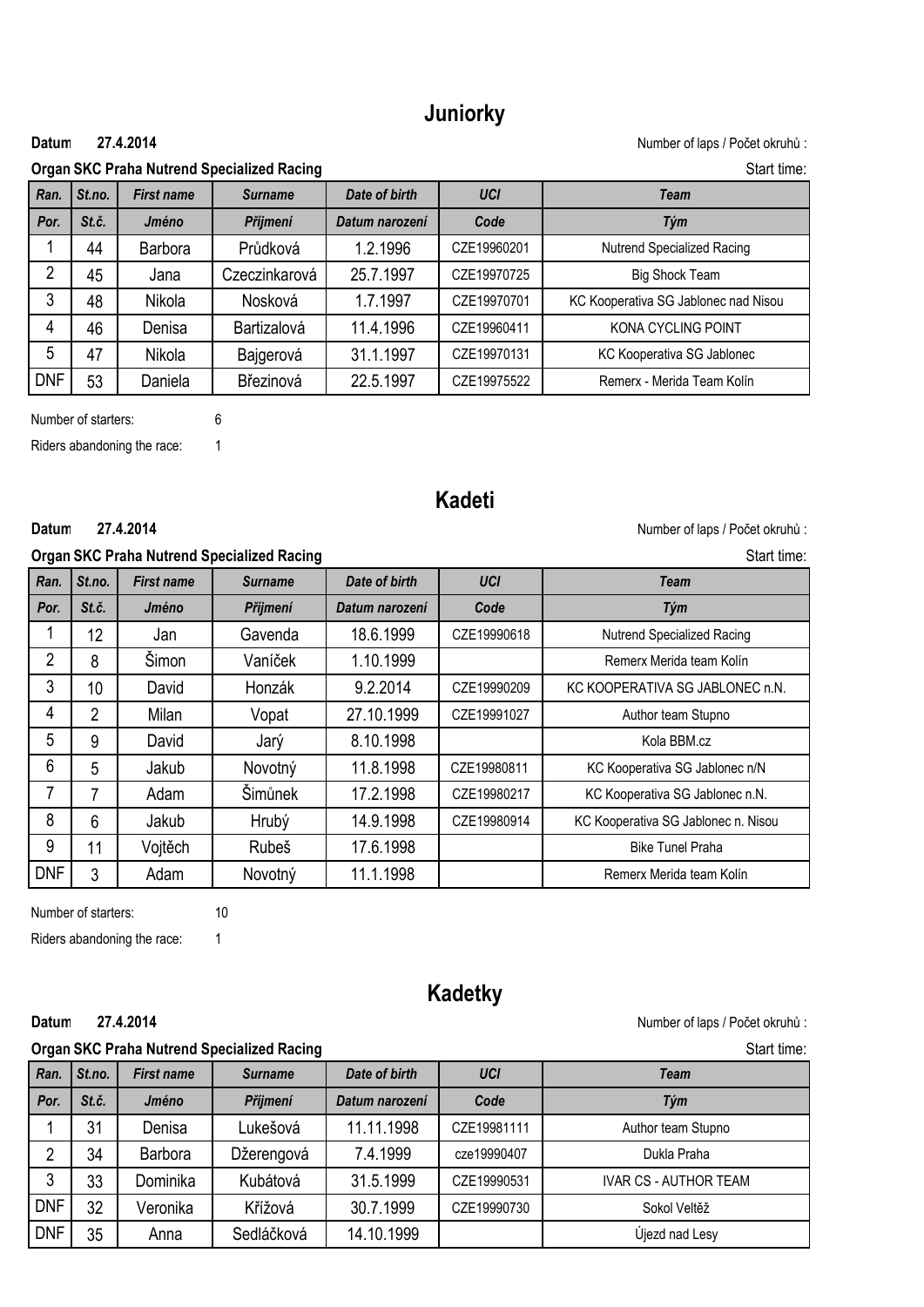# Juniorky

**Datum** **27.4.2014**

Number of laps / Počet okruhů :

**Organ SKC Praha Nutrend Specialized Racing**

Start time:

| *Ran.* | *St.no.* | *First name* | *Surname* | *Date of birth* | *UCI* | *Team* |
|---|---|---|---|---|---|---|
| *Por.* | *St.č.* | *Jméno* | *Příjmení* | *Datum narození* | *Code* | *Tým* |
| 1 | 44 | Barbora | Průdková | 1.2.1996 | CZE19960201 | Nutrend Specialized Racing |
| 2 | 45 | Jana | Czeczinkarová | 25.7.1997 | CZE19970725 | Big Shock Team |
| 3 | 48 | Nikola | Nosková | 1.7.1997 | CZE19970701 | KC Kooperativa SG Jablonec nad Nisou |
| 4 | 46 | Denisa | Bartizalová | 11.4.1996 | CZE19960411 | KONA CYCLING POINT |
| 5 | 47 | Nikola | Bajgerová | 31.1.1997 | CZE19970131 | KC Kooperativa SG Jablonec |
| DNF | 53 | Daniela | Březinová | 22.5.1997 | CZE19975522 | Remerx - Merida Team Kolín |

Number of starters: 6

Riders abandoning the race: 1

# Kadeti

**Datum** **27.4.2014**

Number of laps / Počet okruhů :

**Organ SKC Praha Nutrend Specialized Racing**

Start time:

| *Ran.* | *St.no.* | *First name* | *Surname* | *Date of birth* | *UCI* | *Team* |
|---|---|---|---|---|---|---|
| *Por.* | *St.č.* | *Jméno* | *Příjmení* | *Datum narození* | *Code* | *Tým* |
| 1 | 12 | Jan | Gavenda | 18.6.1999 | CZE19990618 | Nutrend Specialized Racing |
| 2 | 8 | Šimon | Vaníček | 1.10.1999 | | Remerx Merida team Kolín |
| 3 | 10 | David | Honzák | 9.2.2014 | CZE19990209 | KC KOOPERATIVA SG JABLONEC n.N. |
| 4 | 2 | Milan | Vopat | 27.10.1999 | CZE19991027 | Author team Stupno |
| 5 | 9 | David | Jarý | 8.10.1998 | | Kola BBM.cz |
| 6 | 5 | Jakub | Novotný | 11.8.1998 | CZE19980811 | KC Kooperativa SG Jablonec n/N |
| 7 | 7 | Adam | Šimůnek | 17.2.1998 | CZE19980217 | KC Kooperativa SG Jablonec n.N. |
| 8 | 6 | Jakub | Hrubý | 14.9.1998 | CZE19980914 | KC Kooperativa SG Jablonec n. Nisou |
| 9 | 11 | Vojtěch | Rubeš | 17.6.1998 | | Bike Tunel Praha |
| DNF | 3 | Adam | Novotný | 11.1.1998 | | Remerx Merida team Kolín |

Number of starters: 10

Riders abandoning the race: 1

# Kadetky

**Datum** **27.4.2014**

Number of laps / Počet okruhů :

**Organ SKC Praha Nutrend Specialized Racing**

Start time:

| *Ran.* | *St.no.* | *First name* | *Surname* | *Date of birth* | *UCI* | *Team* |
|---|---|---|---|---|---|---|
| *Por.* | *St.č.* | *Jméno* | *Příjmení* | *Datum narození* | *Code* | *Tým* |
| 1 | 31 | Denisa | Lukešová | 11.11.1998 | CZE19981111 | Author team Stupno |
| 2 | 34 | Barbora | Džerengová | 7.4.1999 | cze19990407 | Dukla Praha |
| 3 | 33 | Dominika | Kubátová | 31.5.1999 | CZE19990531 | IVAR CS - AUTHOR TEAM |
| DNF | 32 | Veronika | Křížová | 30.7.1999 | CZE19990730 | Sokol Veltěž |
| DNF | 35 | Anna | Sedláčková | 14.10.1999 | | Újezd nad Lesy |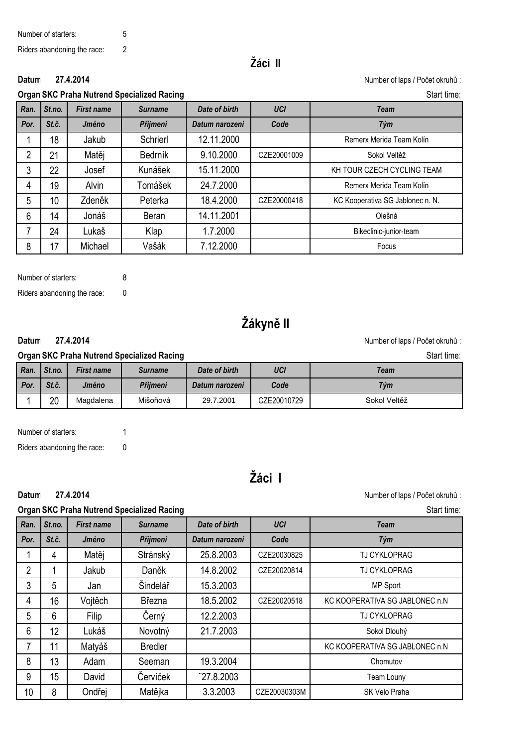Number of starters: 5

Riders abandoning the race: 2

## Žáci II

**Datum 27.4.2014** Number of laps / Počet okruhů :

**Organ SKC Praha Nutrend Specialized Racing** Start time:

| *Ran.* | *St.no.* | *First name* | *Surname* | *Date of birth* | *UCI* | *Team* |
|---|---|---|---|---|---|---|
| *Por.* | *St.č.* | *Jméno* | *Příjmení* | *Datum narození* | *Code* | *Tým* |
| 1 | 18 | Jakub | Schrierl | 12.11.2000 | | Remerx Merida Team Kolín |
| 2 | 21 | Matěj | Bedrník | 9.10.2000 | CZE20001009 | Sokol Veltěž |
| 3 | 22 | Josef | Kunášek | 15.11.2000 | | KH TOUR CZECH CYCLING TEAM |
| 4 | 19 | Alvin | Tomášek | 24.7.2000 | | Remerx Merida Team Kolín |
| 5 | 10 | Zdeněk | Peterka | 18.4.2000 | CZE20000418 | KC Kooperativa SG Jablonec n. N. |
| 6 | 14 | Jonáš | Beran | 14.11.2001 | | Olešná |
| 7 | 24 | Lukaš | Klap | 1.7.2000 | | Bikeclinic-junior-team |
| 8 | 17 | Michael | Vašák | 7.12.2000 | | Focus |

Number of starters: 8

Riders abandoning the race: 0

## Žákyně II

**Datum 27.4.2014** Number of laps / Počet okruhů :

**Organ SKC Praha Nutrend Specialized Racing** Start time:

| *Ran.* | *St.no.* | *First name* | *Surname* | *Date of birth* | *UCI* | *Team* |
|---|---|---|---|---|---|---|
| *Por.* | *St.č.* | *Jméno* | *Příjmení* | *Datum narození* | *Code* | *Tým* |
| 1 | 20 | Magdalena | Mišoňová | 29.7.2001 | CZE20010729 | Sokol Veltěž |

Number of starters: 1

Riders abandoning the race: 0

## Žáci I

**Datum 27.4.2014** Number of laps / Počet okruhů :

**Organ SKC Praha Nutrend Specialized Racing** Start time:

| *Ran.* | *St.no.* | *First name* | *Surname* | *Date of birth* | *UCI* | *Team* |
|---|---|---|---|---|---|---|
| *Por.* | *St.č.* | *Jméno* | *Příjmení* | *Datum narození* | *Code* | *Tým* |
| 1 | 4 | Matěj | Stránský | 25.8.2003 | CZE20030825 | TJ CYKLOPRAG |
| 2 | 1 | Jakub | Daněk | 14.8.2002 | CZE20020814 | TJ CYKLOPRAG |
| 3 | 5 | Jan | Šindelář | 15.3.2003 | | MP Sport |
| 4 | 16 | Vojtěch | Března | 18.5.2002 | CZE20020518 | KC KOOPERATIVA SG JABLONEC n.N |
| 5 | 6 | Filip | Černý | 12.2.2003 | | TJ CYKLOPRAG |
| 6 | 12 | Lukáš | Novotný | 21.7.2003 | | Sokol Dlouhý |
| 7 | 11 | Matyáš | Bredler | | | KC KOOPERATIVA SG JABLONEC n.N |
| 8 | 13 | Adam | Seeman | 19.3.2004 | | Chomutov |
| 9 | 15 | David | Červíček | ¨27.8.2003 | | Team Louny |
| 10 | 8 | Ondřej | Matějka | 3.3.2003 | CZE20030303M | SK Velo Praha |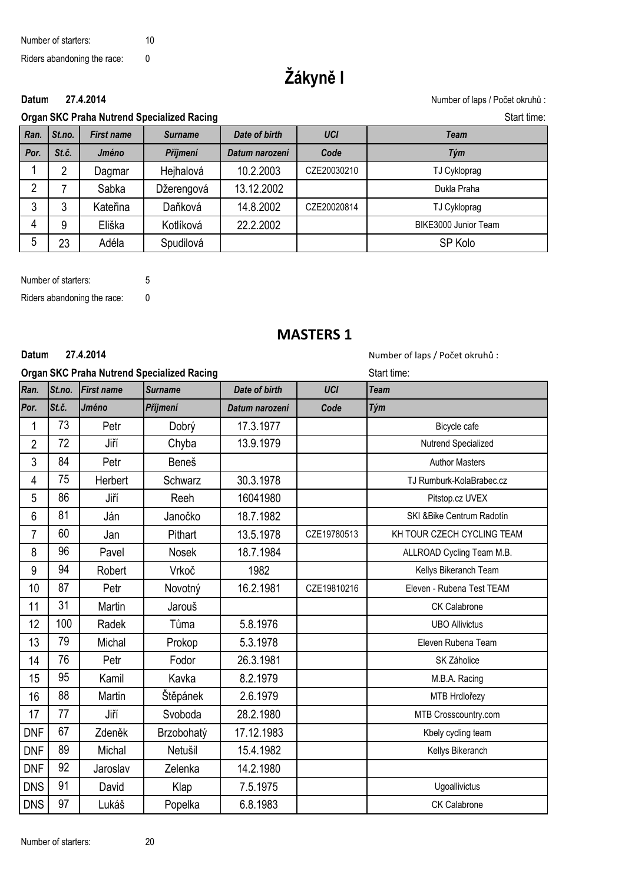Number of starters: 10

Riders abandoning the race: 0

# Žákyně I

**Datum 27.4.2014** Number of laps / Počet okruhů :

**Organ SKC Praha Nutrend Specialized Racing** Start time:

| Ran. | St.no. | First name | Surname | Date of birth | UCI | Team |
|---|---|---|---|---|---|---|
| Por. | St.č. | Jméno | Příjmení | Datum narození | Code | Tým |
| 1 | 2 | Dagmar | Hejhalová | 10.2.2003 | CZE20030210 | TJ Cykloprag |
| 2 | 7 | Sabka | Džerengová | 13.12.2002 | | Dukla Praha |
| 3 | 3 | Kateřina | Daňková | 14.8.2002 | CZE20020814 | TJ Cykloprag |
| 4 | 9 | Eliška | Kotlíková | 22.2.2002 | | BIKE3000 Junior Team |
| 5 | 23 | Adéla | Spudilová | | | SP Kolo |

Number of starters: 5

Riders abandoning the race: 0

# MASTERS 1

**Datum 27.4.2014** Number of laps / Počet okruhů :

**Organ SKC Praha Nutrend Specialized Racing** Start time:

| Ran. | St.no. | First name | Surname | Date of birth | UCI | Team |
|---|---|---|---|---|---|---|
| Por. | St.č. | Jméno | Příjmení | Datum narození | Code | Tým |
| 1 | 73 | Petr | Dobrý | 17.3.1977 | | Bicycle cafe |
| 2 | 72 | Jiří | Chyba | 13.9.1979 | | Nutrend Specialized |
| 3 | 84 | Petr | Beneš | | | Author Masters |
| 4 | 75 | Herbert | Schwarz | 30.3.1978 | | TJ Rumburk-KolaBrabec.cz |
| 5 | 86 | Jiří | Reeh | 16041980 | | Pitstop.cz UVEX |
| 6 | 81 | Ján | Janočko | 18.7.1982 | | SKI &Bike Centrum Radotín |
| 7 | 60 | Jan | Pithart | 13.5.1978 | CZE19780513 | KH TOUR CZECH CYCLING TEAM |
| 8 | 96 | Pavel | Nosek | 18.7.1984 | | ALLROAD Cycling Team M.B. |
| 9 | 94 | Robert | Vrkoč | 1982 | | Kellys Bikeranch Team |
| 10 | 87 | Petr | Novotný | 16.2.1981 | CZE19810216 | Eleven - Rubena Test TEAM |
| 11 | 31 | Martin | Jarouš | | | CK Calabrone |
| 12 | 100 | Radek | Tůma | 5.8.1976 | | UBO Allivictus |
| 13 | 79 | Michal | Prokop | 5.3.1978 | | Eleven Rubena Team |
| 14 | 76 | Petr | Fodor | 26.3.1981 | | SK Záholice |
| 15 | 95 | Kamil | Kavka | 8.2.1979 | | M.B.A. Racing |
| 16 | 88 | Martin | Štěpánek | 2.6.1979 | | MTB Hrdlořezy |
| 17 | 77 | Jiří | Svoboda | 28.2.1980 | | MTB Crosscountry.com |
| DNF | 67 | Zdeněk | Brzobohatý | 17.12.1983 | | Kbely cycling team |
| DNF | 89 | Michal | Netušil | 15.4.1982 | | Kellys Bikeranch |
| DNF | 92 | Jaroslav | Zelenka | 14.2.1980 | | |
| DNS | 91 | David | Klap | 7.5.1975 | | Ugoallivictus |
| DNS | 97 | Lukáš | Popelka | 6.8.1983 | | CK Calabrone |

Number of starters: 20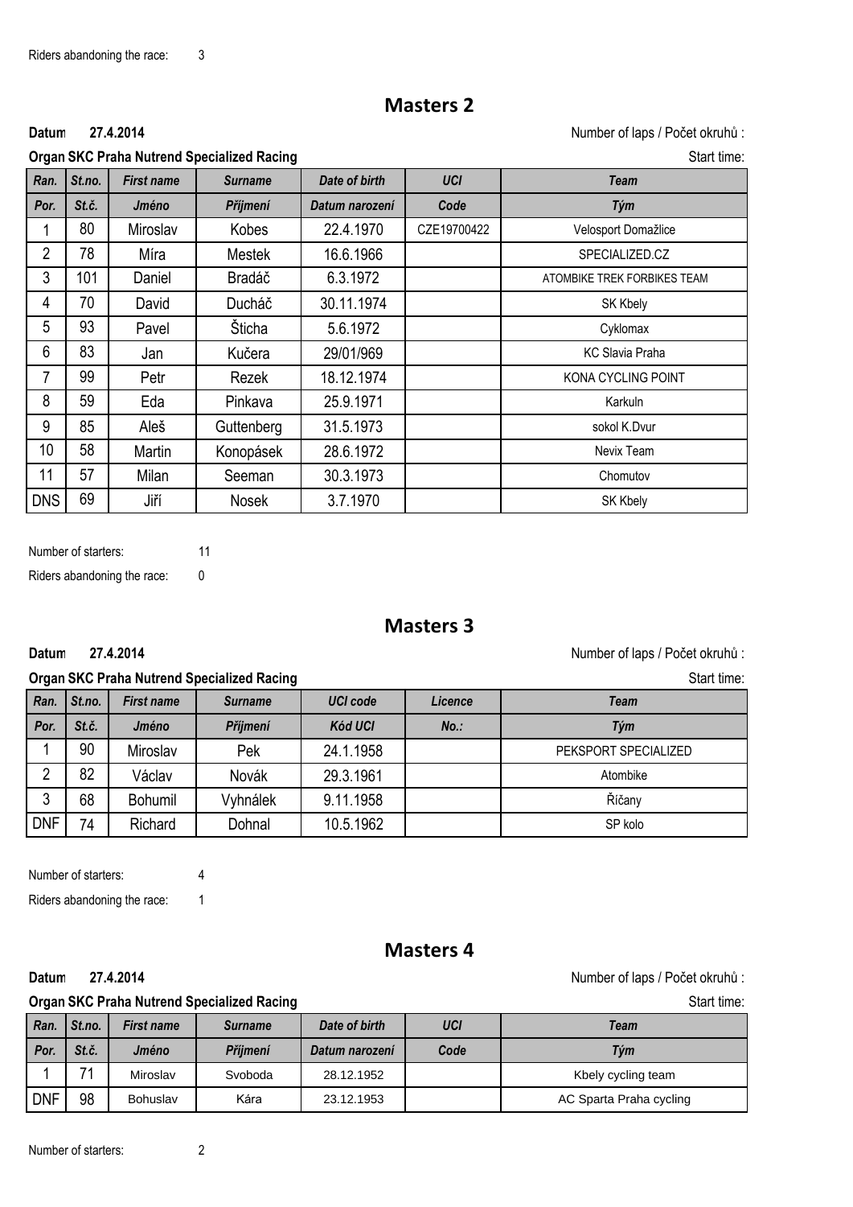Riders abandoning the race: 3

## Masters 2

**Datum 27.4.2014**

Number of laps / Počet okruhů :

**Organ SKC Praha Nutrend Specialized Racing**

Start time:

| *Ran.* | *St.no.* | *First name* | *Surname* | *Date of birth* | *UCI* | *Team* |
|---|---|---|---|---|---|---|
| *Por.* | *St.č.* | *Jméno* | *Příjmení* | *Datum narození* | *Code* | *Tým* |
| 1 | 80 | Miroslav | Kobes | 22.4.1970 | CZE19700422 | Velosport Domažlice |
| 2 | 78 | Míra | Mestek | 16.6.1966 | | SPECIALIZED.CZ |
| 3 | 101 | Daniel | Bradáč | 6.3.1972 | | ATOMBIKE TREK FORBIKES TEAM |
| 4 | 70 | David | Ducháč | 30.11.1974 | | SK Kbely |
| 5 | 93 | Pavel | Šticha | 5.6.1972 | | Cyklomax |
| 6 | 83 | Jan | Kučera | 29/01/969 | | KC Slavia Praha |
| 7 | 99 | Petr | Rezek | 18.12.1974 | | KONA CYCLING POINT |
| 8 | 59 | Eda | Pinkava | 25.9.1971 | | Karkuln |
| 9 | 85 | Aleš | Guttenberg | 31.5.1973 | | sokol K.Dvur |
| 10 | 58 | Martin | Konopásek | 28.6.1972 | | Nevix Team |
| 11 | 57 | Milan | Seeman | 30.3.1973 | | Chomutov |
| DNS | 69 | Jiří | Nosek | 3.7.1970 | | SK Kbely |

Number of starters: 11

Riders abandoning the race: 0

## Masters 3

**Datum 27.4.2014**

Number of laps / Počet okruhů :

**Organ SKC Praha Nutrend Specialized Racing**

Start time:

| *Ran.* | *St.no.* | *First name* | *Surname* | *UCI code* | *Licence* | *Team* |
|---|---|---|---|---|---|---|
| *Por.* | *St.č.* | *Jméno* | *Příjmení* | *Kód UCI* | *No.:* | *Tým* |
| 1 | 90 | Miroslav | Pek | 24.1.1958 | | PEKSPORT SPECIALIZED |
| 2 | 82 | Václav | Novák | 29.3.1961 | | Atombike |
| 3 | 68 | Bohumil | Vyhnálek | 9.11.1958 | | Říčany |
| DNF | 74 | Richard | Dohnal | 10.5.1962 | | SP kolo |

Number of starters: 4

Riders abandoning the race: 1

## Masters 4

**Datum 27.4.2014**

Number of laps / Počet okruhů :

**Organ SKC Praha Nutrend Specialized Racing**

Start time:

| *Ran.* | *St.no.* | *First name* | *Surname* | *Date of birth* | *UCI* | *Team* |
|---|---|---|---|---|---|---|
| *Por.* | *St.č.* | *Jméno* | *Příjmení* | *Datum narození* | *Code* | *Tým* |
| 1 | 71 | Miroslav | Svoboda | 28.12.1952 | | Kbely cycling team |
| DNF | 98 | Bohuslav | Kára | 23.12.1953 | | AC Sparta Praha cycling |

Number of starters: 2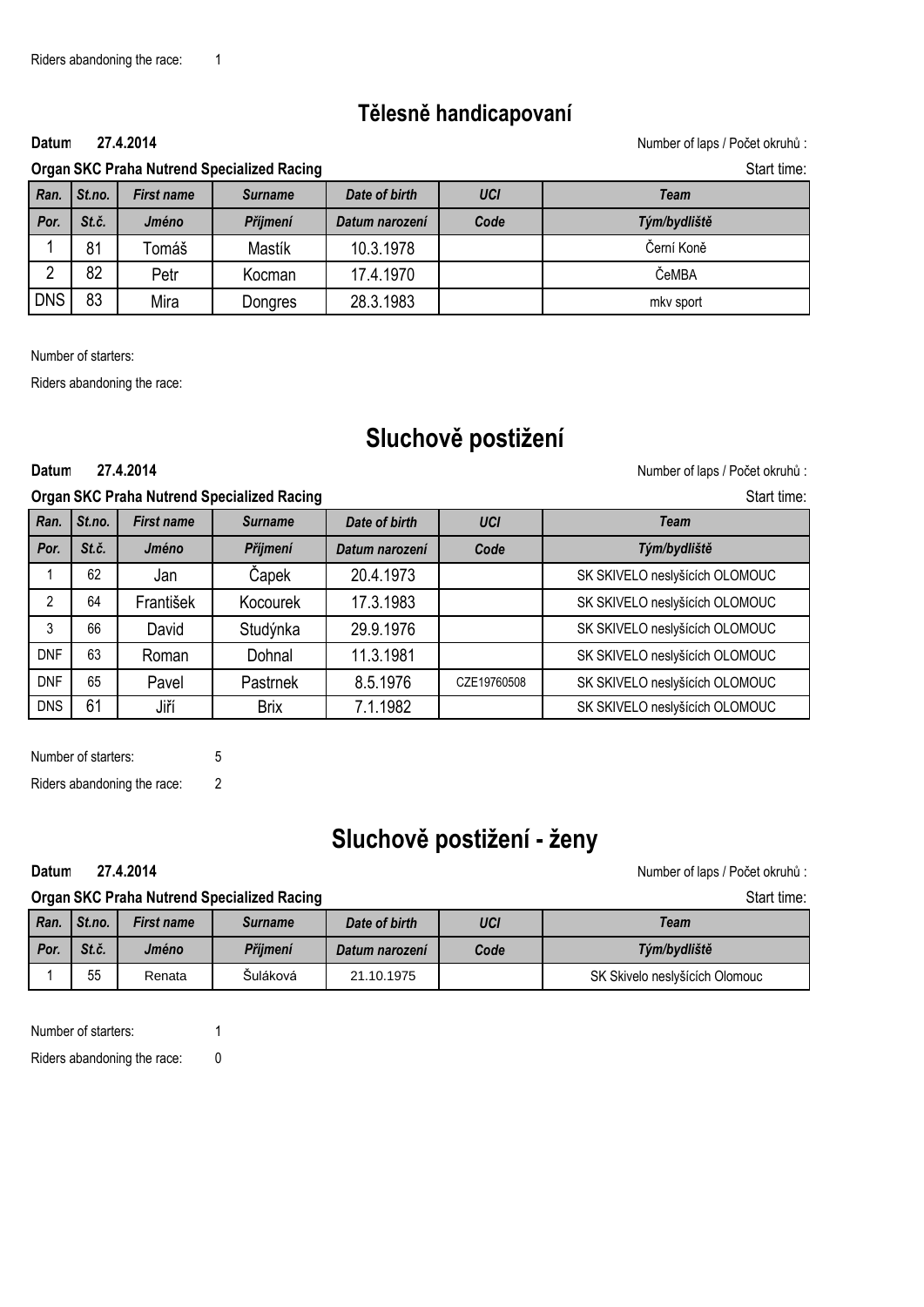Riders abandoning the race: 1

## Tělesně handicapovaní

**Datum 27.4.2014** Number of laps / Počet okruhů :

**Organ SKC Praha Nutrend Specialized Racing** Start time:

| *Ran.* | *St.no.* | *First name* | *Surname* | *Date of birth* | *UCI* | *Team* |
|---|---|---|---|---|---|---|
| *Por.* | *St.č.* | *Jméno* | *Příjmení* | *Datum narození* | *Code* | *Tým/bydliště* |
| 1 | 81 | Tomáš | Mastík | 10.3.1978 | | Černí Koně |
| 2 | 82 | Petr | Kocman | 17.4.1970 | | ČeMBA |
| DNS | 83 | Mira | Dongres | 28.3.1983 | | mkv sport |

Number of starters:

Riders abandoning the race:

## Sluchově postižení

**Datum 27.4.2014** Number of laps / Počet okruhů :

**Organ SKC Praha Nutrend Specialized Racing** Start time:

| *Ran.* | *St.no.* | *First name* | *Surname* | *Date of birth* | *UCI* | *Team* |
|---|---|---|---|---|---|---|
| *Por.* | *St.č.* | *Jméno* | *Příjmení* | *Datum narození* | *Code* | *Tým/bydliště* |
| 1 | 62 | Jan | Čapek | 20.4.1973 | | SK SKIVELO neslyšících OLOMOUC |
| 2 | 64 | František | Kocourek | 17.3.1983 | | SK SKIVELO neslyšících OLOMOUC |
| 3 | 66 | David | Studýnka | 29.9.1976 | | SK SKIVELO neslyšících OLOMOUC |
| DNF | 63 | Roman | Dohnal | 11.3.1981 | | SK SKIVELO neslyšících OLOMOUC |
| DNF | 65 | Pavel | Pastrnek | 8.5.1976 | CZE19760508 | SK SKIVELO neslyšících OLOMOUC |
| DNS | 61 | Jiří | Brix | 7.1.1982 | | SK SKIVELO neslyšících OLOMOUC |

Number of starters: 5

Riders abandoning the race: 2

## Sluchově postižení - ženy

**Datum 27.4.2014** Number of laps / Počet okruhů :

**Organ SKC Praha Nutrend Specialized Racing** Start time:

| *Ran.* | *St.no.* | *First name* | *Surname* | *Date of birth* | *UCI* | *Team* |
|---|---|---|---|---|---|---|
| *Por.* | *St.č.* | *Jméno* | *Příjmení* | *Datum narození* | *Code* | *Tým/bydliště* |
| 1 | 55 | Renata | Šuláková | 21.10.1975 | | SK Skivelo neslyšících Olomouc |

Number of starters: 1

Riders abandoning the race: 0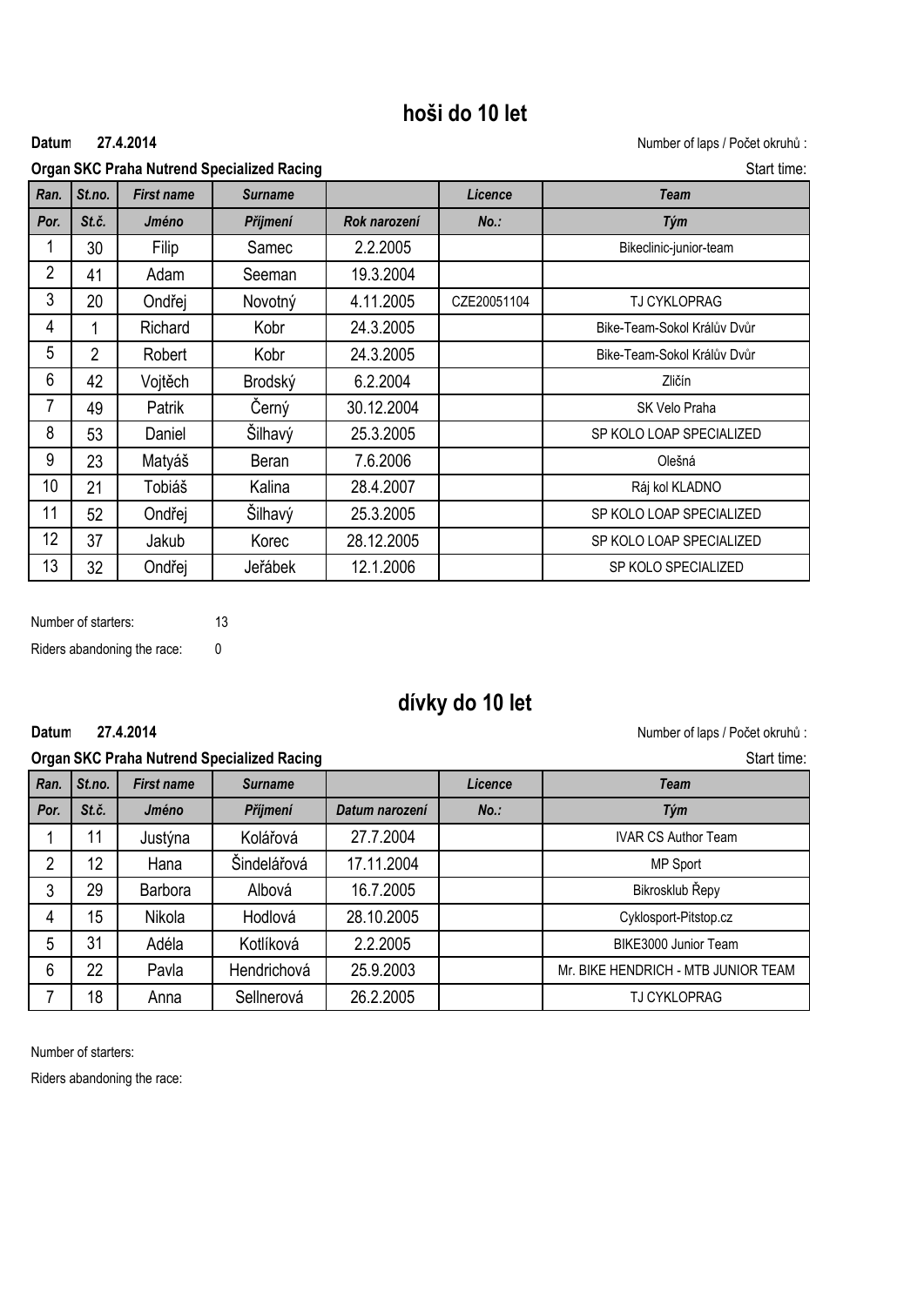# hoši do 10 let

**Datum 27.4.2014** Number of laps / Počet okruhů :

**Organ SKC Praha Nutrend Specialized Racing** Start time:

| *Ran.* | *St.no.* | *First name* | *Surname* | | *Licence* | *Team* |
|---|---|---|---|---|---|---|
| *Por.* | *St.č.* | *Jméno* | *Příjmení* | *Rok narození* | *No.:* | *Tým* |
| 1 | 30 | Filip | Samec | 2.2.2005 | | Bikeclinic-junior-team |
| 2 | 41 | Adam | Seeman | 19.3.2004 | | |
| 3 | 20 | Ondřej | Novotný | 4.11.2005 | CZE20051104 | TJ CYKLOPRAG |
| 4 | 1 | Richard | Kobr | 24.3.2005 | | Bike-Team-Sokol Králův Dvůr |
| 5 | 2 | Robert | Kobr | 24.3.2005 | | Bike-Team-Sokol Králův Dvůr |
| 6 | 42 | Vojtěch | Brodský | 6.2.2004 | | Zličín |
| 7 | 49 | Patrik | Černý | 30.12.2004 | | SK Velo Praha |
| 8 | 53 | Daniel | Šilhavý | 25.3.2005 | | SP KOLO LOAP SPECIALIZED |
| 9 | 23 | Matyáš | Beran | 7.6.2006 | | Olešná |
| 10 | 21 | Tobiáš | Kalina | 28.4.2007 | | Ráj kol KLADNO |
| 11 | 52 | Ondřej | Šilhavý | 25.3.2005 | | SP KOLO LOAP SPECIALIZED |
| 12 | 37 | Jakub | Korec | 28.12.2005 | | SP KOLO LOAP SPECIALIZED |
| 13 | 32 | Ondřej | Jeřábek | 12.1.2006 | | SP KOLO SPECIALIZED |

Number of starters: 13

Riders abandoning the race: 0

# dívky do 10 let

**Datum 27.4.2014** Number of laps / Počet okruhů :

**Organ SKC Praha Nutrend Specialized Racing** Start time:

| *Ran.* | *St.no.* | *First name* | *Surname* | | *Licence* | *Team* |
|---|---|---|---|---|---|---|
| *Por.* | *St.č.* | *Jméno* | *Příjmení* | *Datum narození* | *No.:* | *Tým* |
| 1 | 11 | Justýna | Kolářová | 27.7.2004 | | IVAR CS Author Team |
| 2 | 12 | Hana | Šindelářová | 17.11.2004 | | MP Sport |
| 3 | 29 | Barbora | Albová | 16.7.2005 | | Bikrosklub Řepy |
| 4 | 15 | Nikola | Hodlová | 28.10.2005 | | Cyklosport-Pitstop.cz |
| 5 | 31 | Adéla | Kotlíková | 2.2.2005 | | BIKE3000 Junior Team |
| 6 | 22 | Pavla | Hendrichová | 25.9.2003 | | Mr. BIKE HENDRICH - MTB JUNIOR TEAM |
| 7 | 18 | Anna | Sellnerová | 26.2.2005 | | TJ CYKLOPRAG |

Number of starters:

Riders abandoning the race: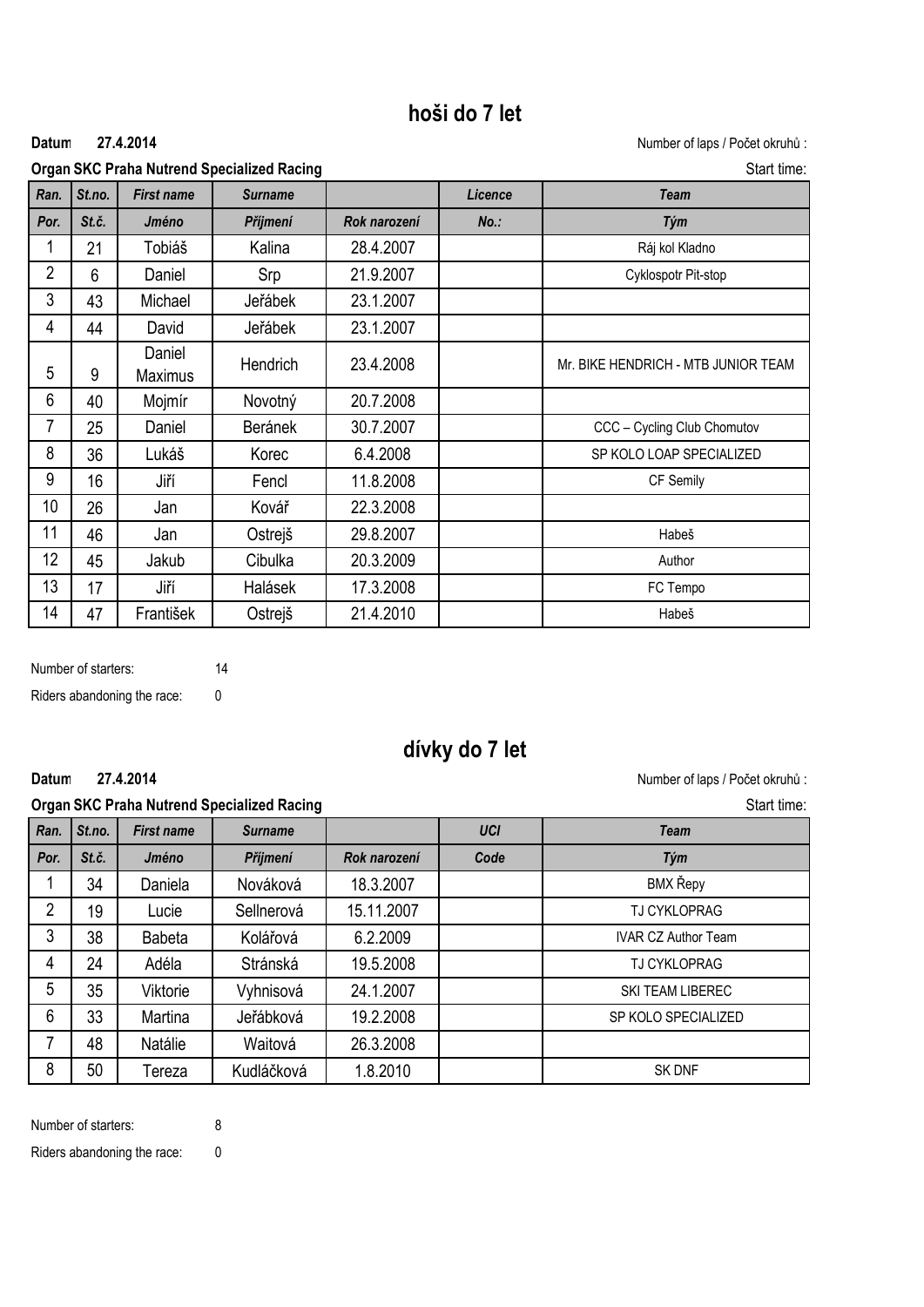## hoši do 7 let

**Datum** **27.4.2014** Number of laps / Počet okruhů :

**Organ SKC Praha Nutrend Specialized Racing** Start time:

| Ran. | St.no. | First name | Surname | | Licence | Team |
|---|---|---|---|---|---|---|
| Por. | St.č. | Jméno | Příjmení | Rok narození | No.: | Tým |
| 1 | 21 | Tobiáš | Kalina | 28.4.2007 | | Ráj kol Kladno |
| 2 | 6 | Daniel | Srp | 21.9.2007 | | Cyklospotr Pit-stop |
| 3 | 43 | Michael | Jeřábek | 23.1.2007 | | |
| 4 | 44 | David | Jeřábek | 23.1.2007 | | |
| 5 | 9 | Daniel Maximus | Hendrich | 23.4.2008 | | Mr. BIKE HENDRICH - MTB JUNIOR TEAM |
| 6 | 40 | Mojmír | Novotný | 20.7.2008 | | |
| 7 | 25 | Daniel | Beránek | 30.7.2007 | | CCC – Cycling Club Chomutov |
| 8 | 36 | Lukáš | Korec | 6.4.2008 | | SP KOLO LOAP SPECIALIZED |
| 9 | 16 | Jiří | Fencl | 11.8.2008 | | CF Semily |
| 10 | 26 | Jan | Kovář | 22.3.2008 | | |
| 11 | 46 | Jan | Ostrejš | 29.8.2007 | | Habeš |
| 12 | 45 | Jakub | Cibulka | 20.3.2009 | | Author |
| 13 | 17 | Jiří | Halásek | 17.3.2008 | | FC Tempo |
| 14 | 47 | František | Ostrejš | 21.4.2010 | | Habeš |

Number of starters: 14

Riders abandoning the race: 0

## dívky do 7 let

**Datum** **27.4.2014** Number of laps / Počet okruhů :

**Organ SKC Praha Nutrend Specialized Racing** Start time:

| Ran. | St.no. | First name | Surname | | UCI | Team |
|---|---|---|---|---|---|---|
| Por. | St.č. | Jméno | Příjmení | Rok narození | Code | Tým |
| 1 | 34 | Daniela | Nováková | 18.3.2007 | | BMX Řepy |
| 2 | 19 | Lucie | Sellnerová | 15.11.2007 | | TJ CYKLOPRAG |
| 3 | 38 | Babeta | Kolářová | 6.2.2009 | | IVAR CZ Author Team |
| 4 | 24 | Adéla | Stránská | 19.5.2008 | | TJ CYKLOPRAG |
| 5 | 35 | Viktorie | Vyhnisová | 24.1.2007 | | SKI TEAM LIBEREC |
| 6 | 33 | Martina | Jeřábková | 19.2.2008 | | SP KOLO SPECIALIZED |
| 7 | 48 | Natálie | Waitová | 26.3.2008 | | |
| 8 | 50 | Tereza | Kudláčková | 1.8.2010 | | SK DNF |

Number of starters: 8

Riders abandoning the race: 0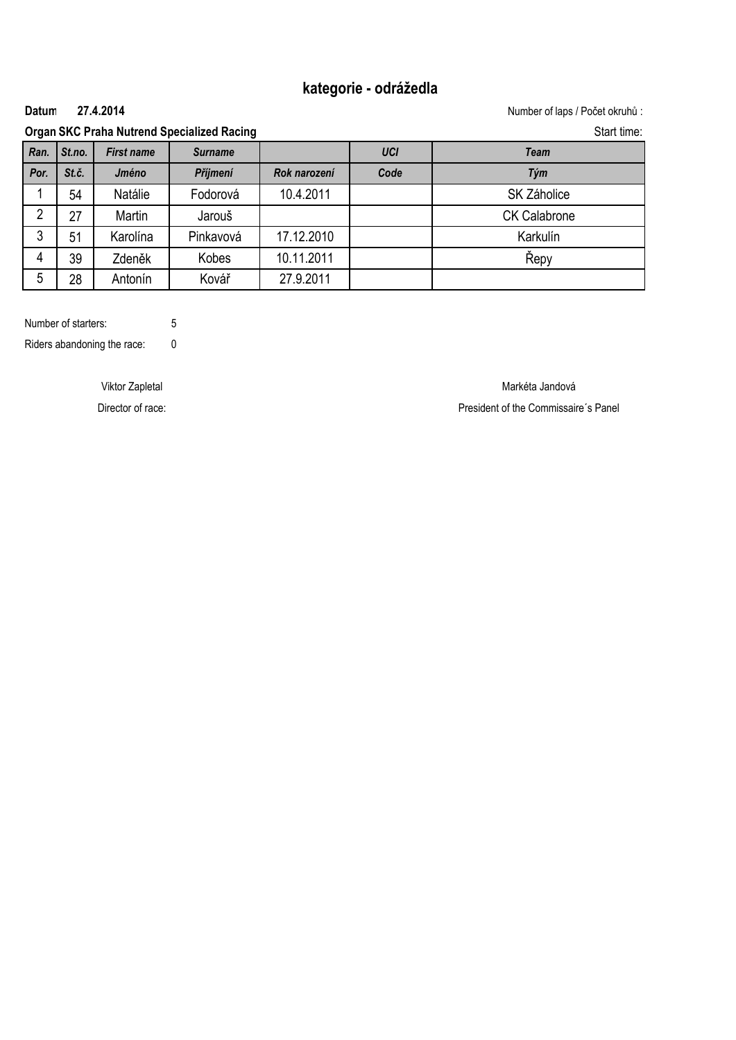# kategorie - odrážedla

**Datum** **27.4.2014**

Number of laps / Počet okruhů :

**Organ SKC Praha Nutrend Specialized Racing**

Start time:

| *Ran.* | *St.no.* | *First name* | *Surname* | | *UCI* | *Team* |
|---|---|---|---|---|---|---|
| *Por.* | *St.č.* | *Jméno* | *Příjmení* | *Rok narození* | *Code* | *Tým* |
| 1 | 54 | Natálie | Fodorová | 10.4.2011 | | SK Záholice |
| 2 | 27 | Martin | Jarouš | | | CK Calabrone |
| 3 | 51 | Karolína | Pinkavová | 17.12.2010 | | Karkulín |
| 4 | 39 | Zdeněk | Kobes | 10.11.2011 | | Řepy |
| 5 | 28 | Antonín | Kovář | 27.9.2011 | | |

Number of starters: 5

Riders abandoning the race: 0

Viktor Zapletal

Director of race:

Markéta Jandová

President of the Commissaire´s Panel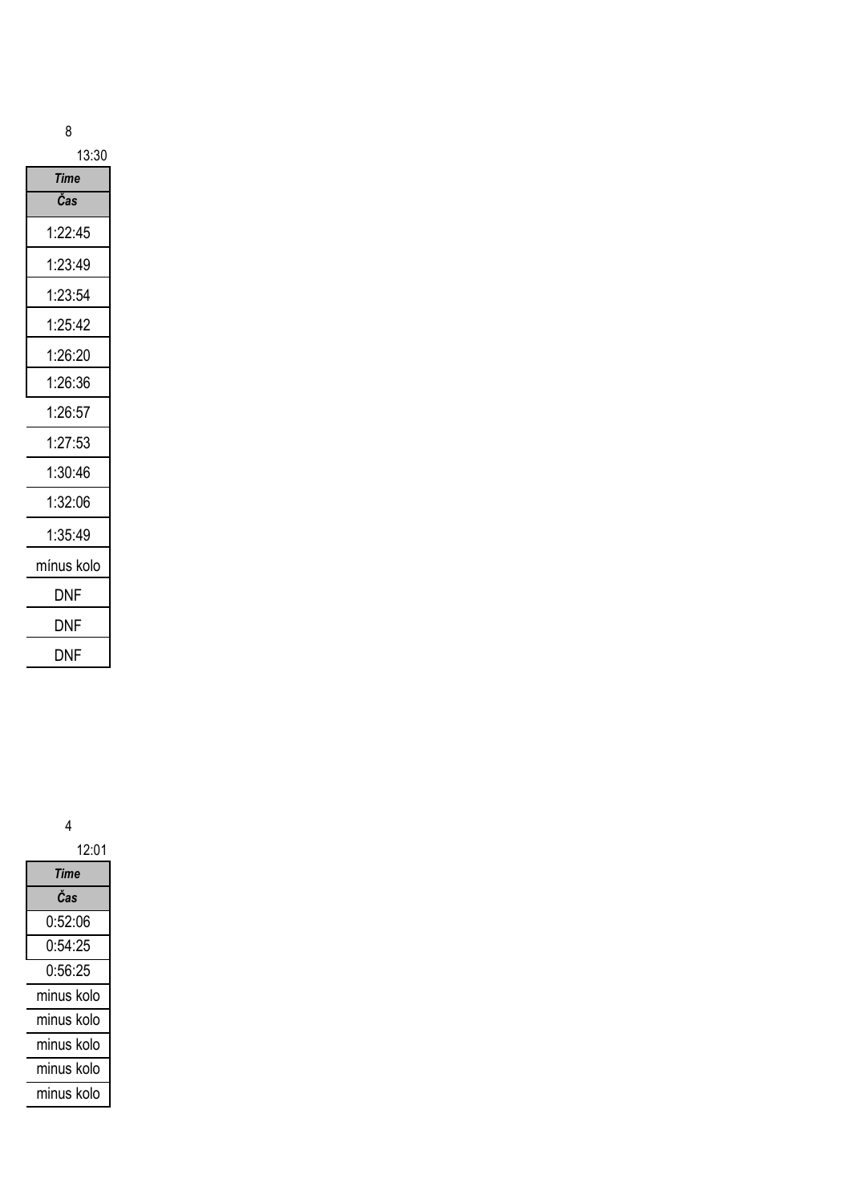8

13:30

| *Time* |
| --- |
| ***Čas*** |
| 1:22:45 |
| 1:23:49 |
| 1:23:54 |
| 1:25:42 |
| 1:26:20 |
| 1:26:36 |
| 1:26:57 |
| 1:27:53 |
| 1:30:46 |
| 1:32:06 |
| 1:35:49 |
| mínus kolo |
| DNF |
| DNF |
| DNF |

4

12:01

| *Time* |
| --- |
| ***Čas*** |
| 0:52:06 |
| 0:54:25 |
| 0:56:25 |
| minus kolo |
| minus kolo |
| minus kolo |
| minus kolo |
| minus kolo |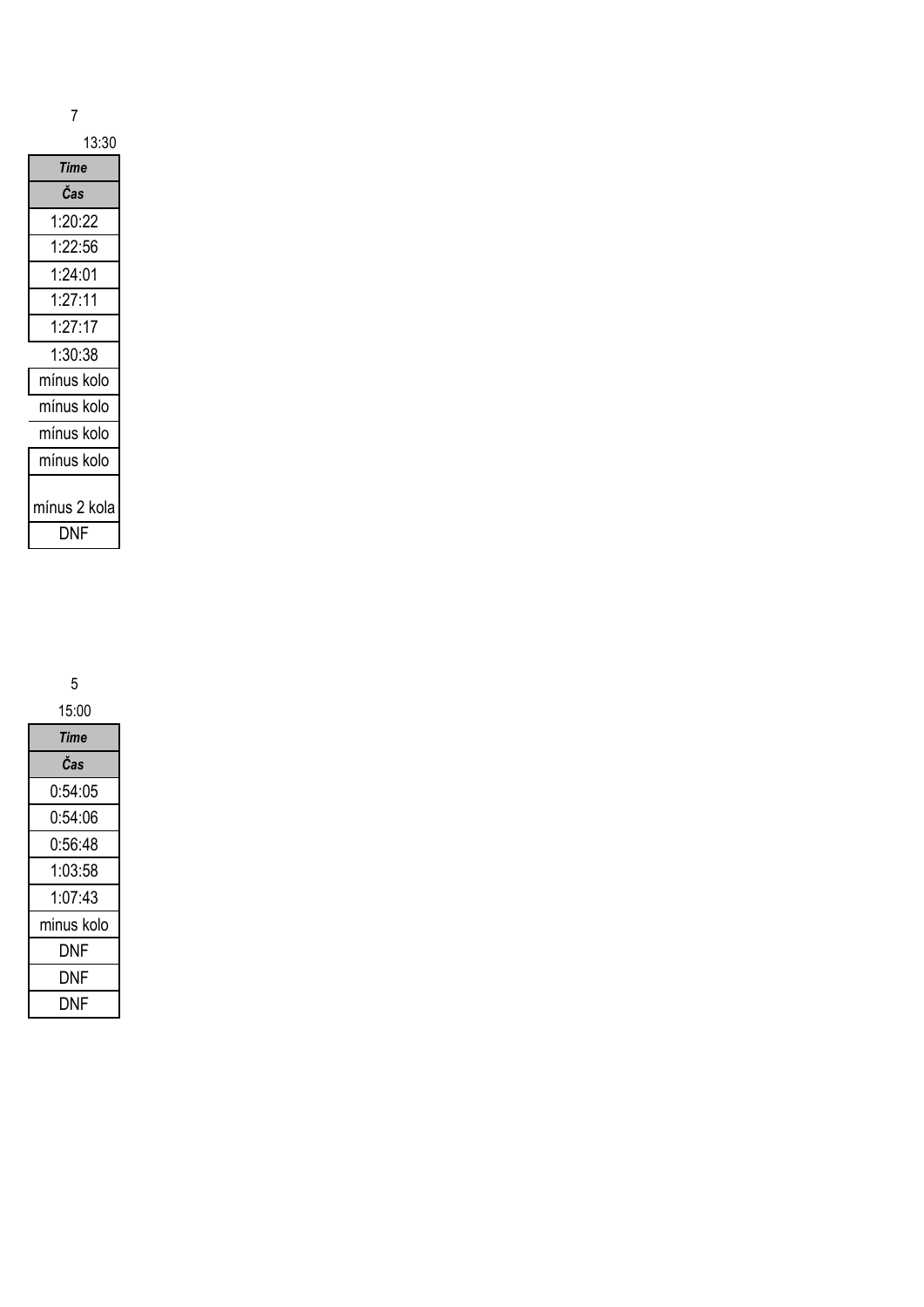7

13:30

| Time |
| --- |
| Čas |
| 1:20:22 |
| 1:22:56 |
| 1:24:01 |
| 1:27:11 |
| 1:27:17 |
| 1:30:38 |
| mínus kolo |
| mínus kolo |
| mínus kolo |
| mínus kolo |
| mínus 2 kola |
| DNF |

5

15:00

| Time |
| --- |
| Čas |
| 0:54:05 |
| 0:54:06 |
| 0:56:48 |
| 1:03:58 |
| 1:07:43 |
| minus kolo |
| DNF |
| DNF |
| DNF |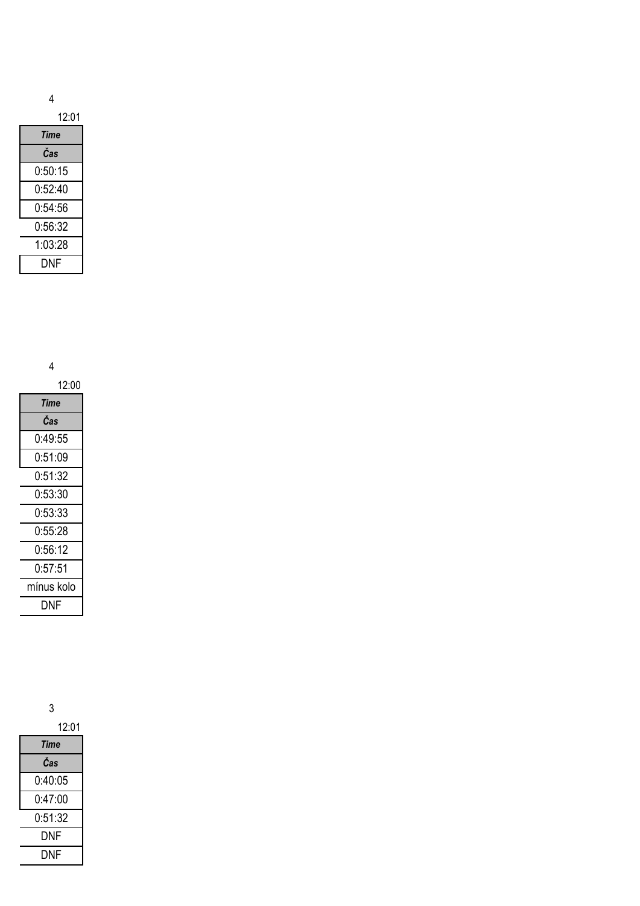4

12:01

| *Time* |
| --- |
| ***Čas*** |
| 0:50:15 |
| 0:52:40 |
| 0:54:56 |
| 0:56:32 |
| 1:03:28 |
| DNF |

4

12:00

| *Time* |
| --- |
| ***Čas*** |
| 0:49:55 |
| 0:51:09 |
| 0:51:32 |
| 0:53:30 |
| 0:53:33 |
| 0:55:28 |
| 0:56:12 |
| 0:57:51 |
| mínus kolo |
| DNF |

3

12:01

| *Time* |
| --- |
| ***Čas*** |
| 0:40:05 |
| 0:47:00 |
| 0:51:32 |
| DNF |
| DNF |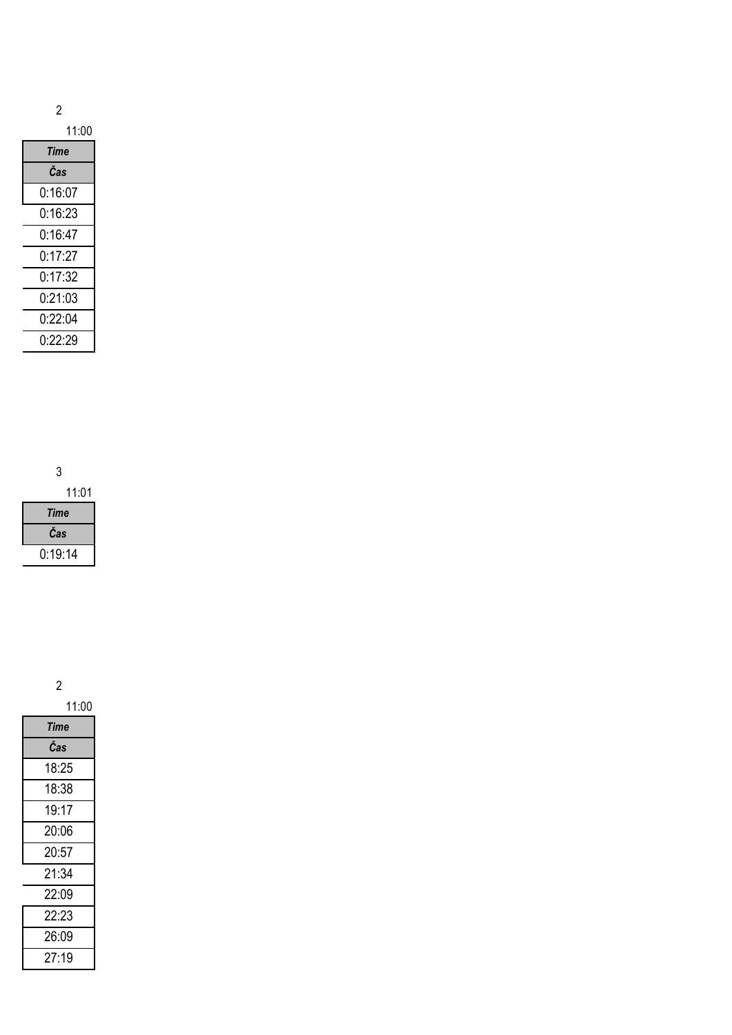2

11:00

| *Time* |
| --- |
| ***Čas*** |
| 0:16:07 |
| 0:16:23 |
| 0:16:47 |
| 0:17:27 |
| 0:17:32 |
| 0:21:03 |
| 0:22:04 |
| 0:22:29 |

3

11:01

| *Time* |
| --- |
| ***Čas*** |
| 0:19:14 |

2

11:00

| *Time* |
| --- |
| ***Čas*** |
| 18:25 |
| 18:38 |
| 19:17 |
| 20:06 |
| 20:57 |
| 21:34 |
| 22:09 |
| 22:23 |
| 26:09 |
| 27:19 |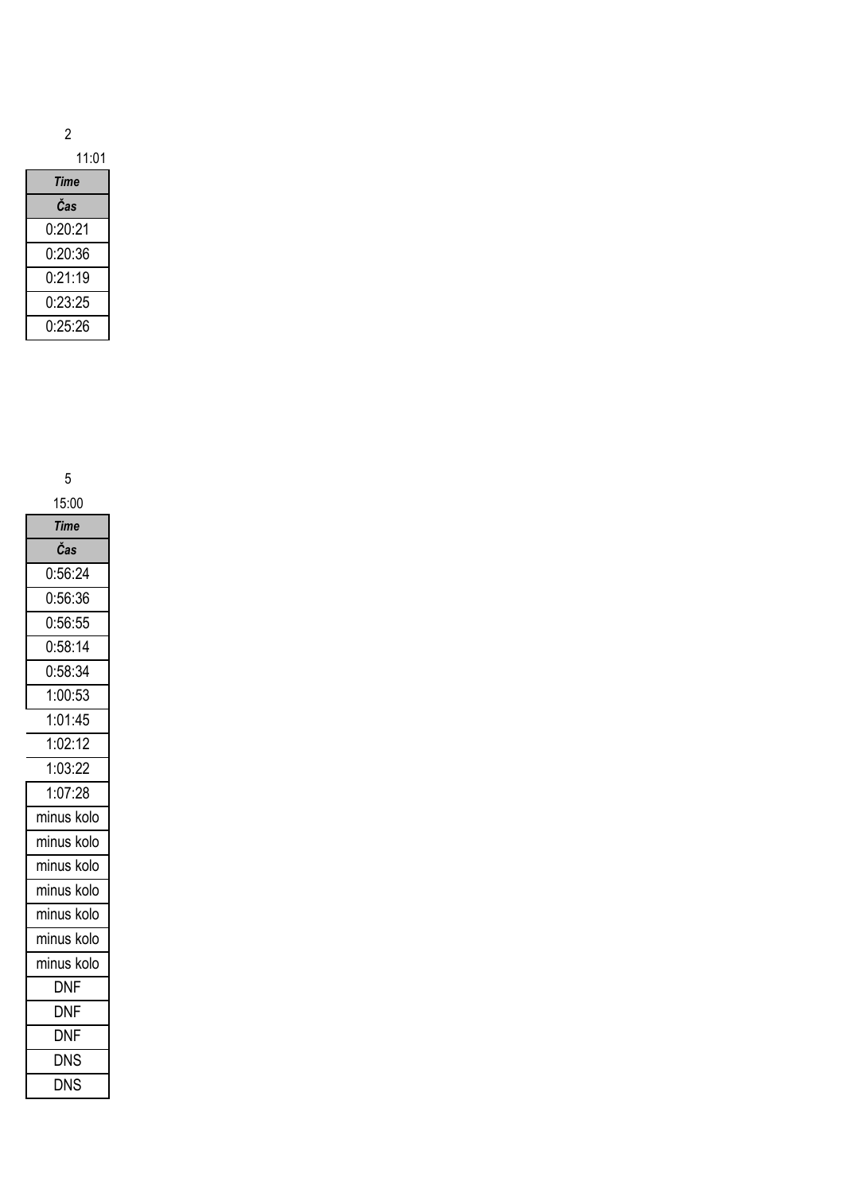2

11:01

| *Time* |
| --- |
| ***Čas*** |
| 0:20:21 |
| 0:20:36 |
| 0:21:19 |
| 0:23:25 |
| 0:25:26 |

5

15:00

| *Time* |
| --- |
| ***Čas*** |
| 0:56:24 |
| 0:56:36 |
| 0:56:55 |
| 0:58:14 |
| 0:58:34 |
| 1:00:53 |
| 1:01:45 |
| 1:02:12 |
| 1:03:22 |
| 1:07:28 |
| minus kolo |
| minus kolo |
| minus kolo |
| minus kolo |
| minus kolo |
| minus kolo |
| minus kolo |
| DNF |
| DNF |
| DNF |
| DNS |
| DNS |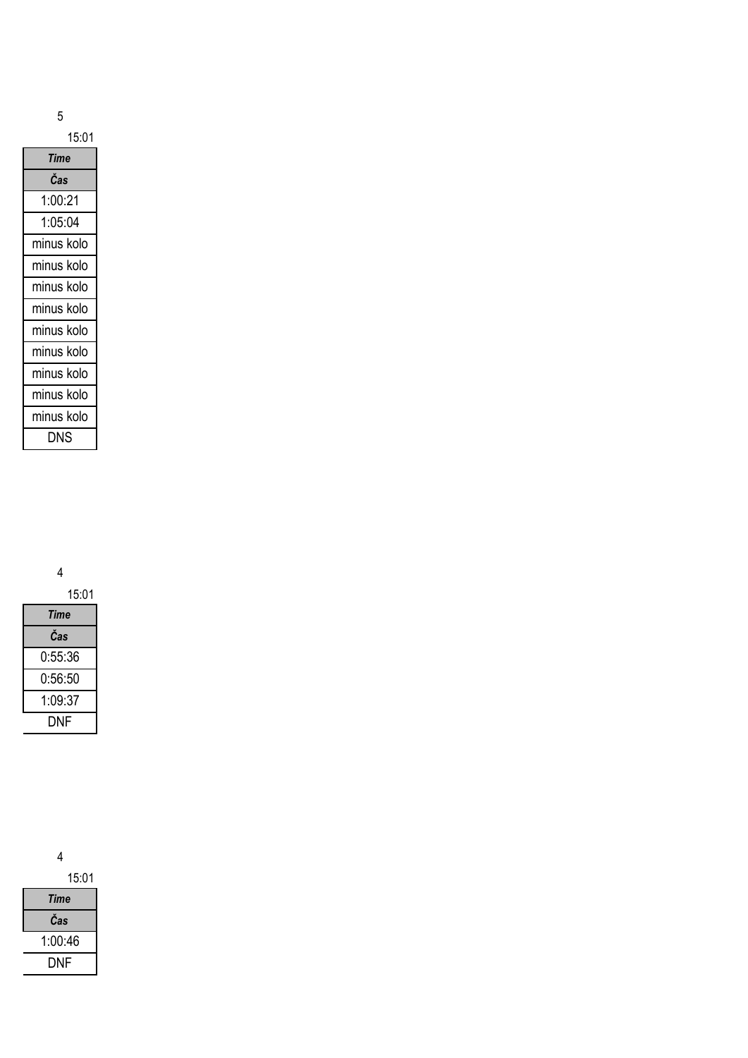5

15:01

| *Time* |
|---|
| ***Čas*** |
| 1:00:21 |
| 1:05:04 |
| minus kolo |
| minus kolo |
| minus kolo |
| minus kolo |
| minus kolo |
| minus kolo |
| minus kolo |
| minus kolo |
| minus kolo |
| DNS |

4

15:01

| *Time* |
|---|
| ***Čas*** |
| 0:55:36 |
| 0:56:50 |
| 1:09:37 |
| DNF |

4

15:01

| *Time* |
|---|
| ***Čas*** |
| 1:00:46 |
| DNF |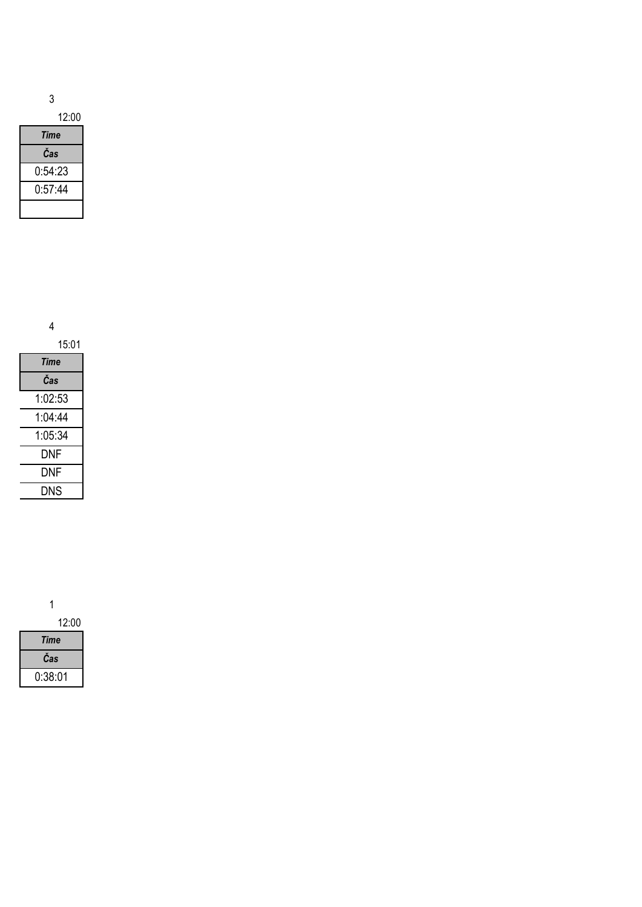3

12:00

| *Time* |
| --- |
| ***Čas*** |
| 0:54:23 |
| 0:57:44 |
| |

4

15:01

| *Time* |
| --- |
| ***Čas*** |
| 1:02:53 |
| 1:04:44 |
| 1:05:34 |
| DNF |
| DNF |
| DNS |

1

12:00

| *Time* |
| --- |
| ***Čas*** |
| 0:38:01 |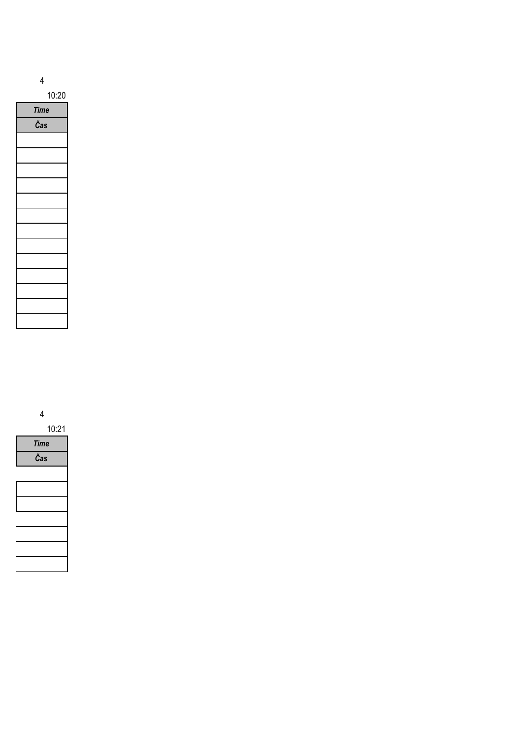4

10:20

| *Time* |
|---|
| ***Čas*** |
| |
| |
| |
| |
| |
| |
| |
| |
| |
| |
| |
| |
| |

4

10:21

| *Time* |
|---|
| ***Čas*** |
| |
| |
| |
| |
| |
| |
| |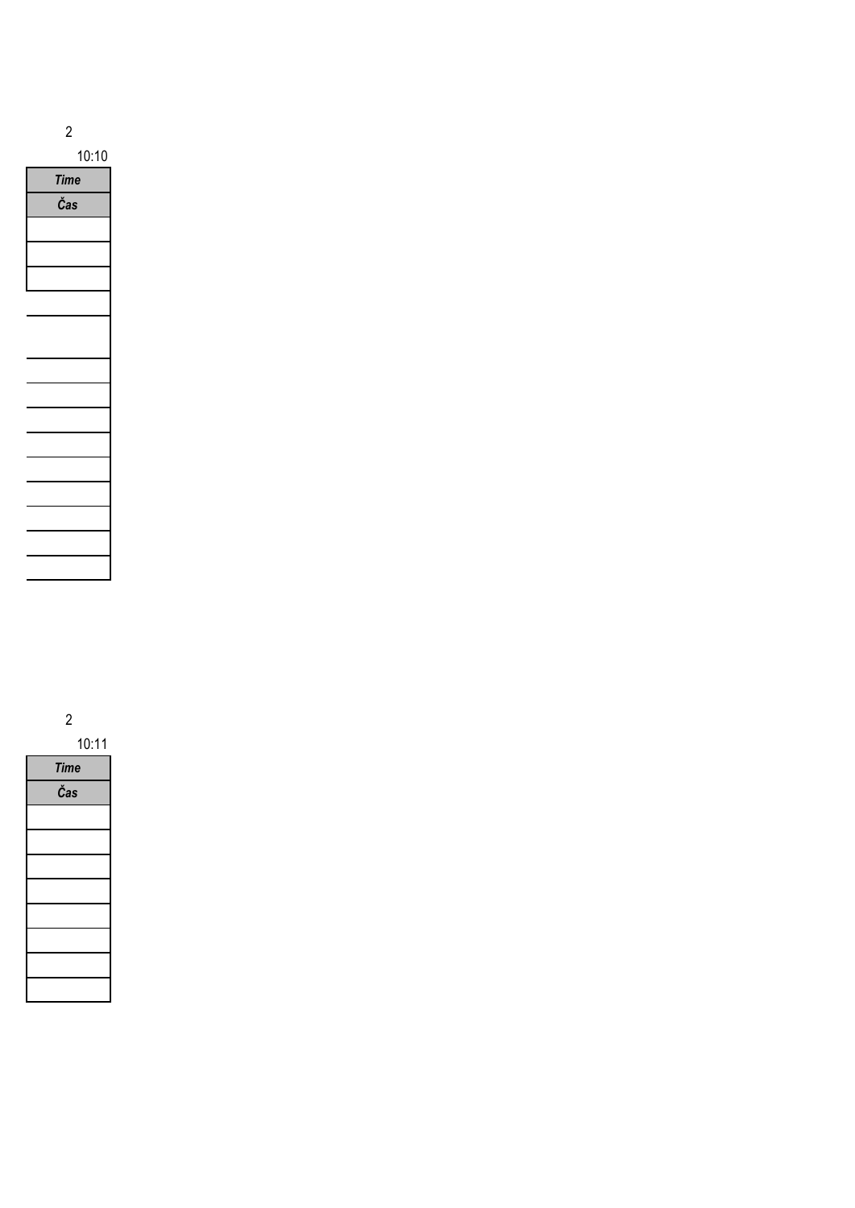2

10:10

| *Time* |
| --- |
| ***Čas*** |
| |
| |
| |
| |
| |
| |
| |
| |
| |
| |
| |
| |
| |
| |

2

10:11

| *Time* |
| --- |
| ***Čas*** |
| |
| |
| |
| |
| |
| |
| |
| |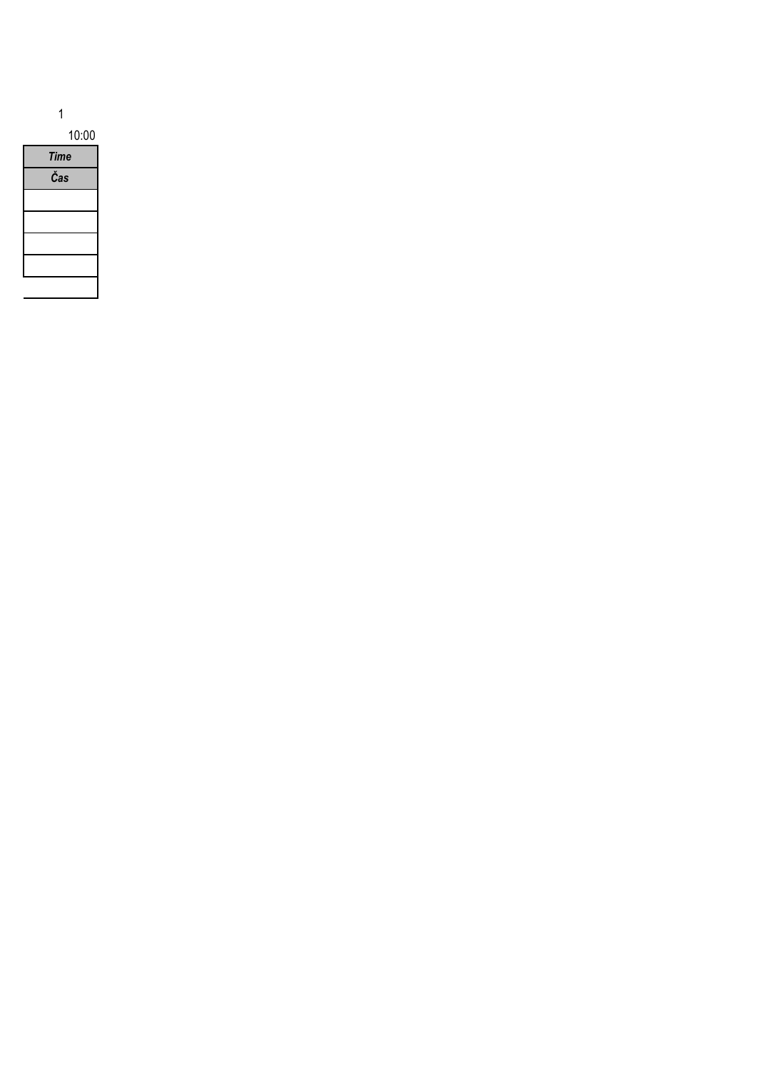1

10:00

| ***Time*** |
| --- |
| ***Čas*** |
| |
| |
| |
| |
| |